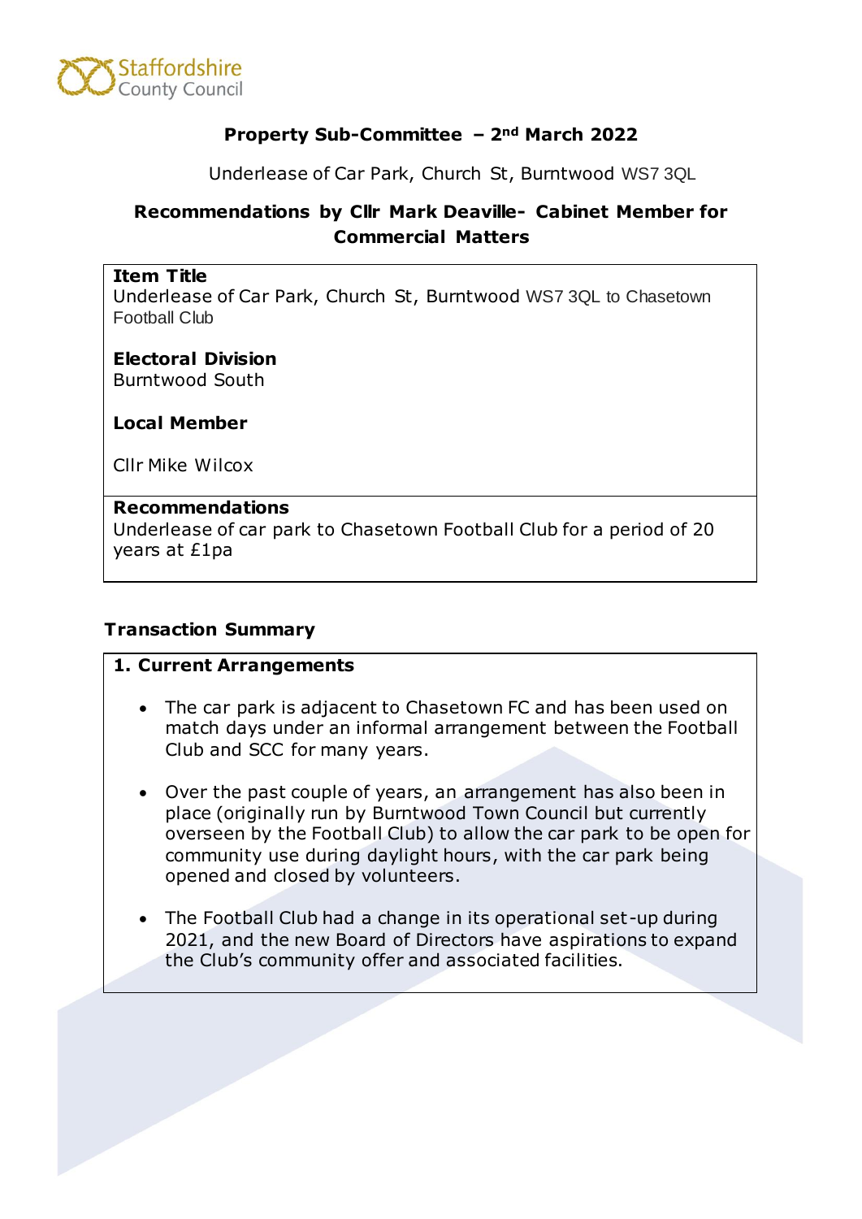Staffordshire County Council

## Property Sub-Committee – 2nd March 2022

Underlease of Car Park, Church St, Burntwood WS7 3QL

### Recommendations by Cllr Mark Deaville- Cabinet Member for Commercial Matters

**Item Title**
Underlease of Car Park, Church St, Burntwood WS7 3QL to Chasetown Football Club

**Electoral Division**
Burntwood South

**Local Member**

Cllr Mike Wilcox

**Recommendations**
Underlease of car park to Chasetown Football Club for a period of 20 years at £1pa

### Transaction Summary

**1. Current Arrangements**

- The car park is adjacent to Chasetown FC and has been used on match days under an informal arrangement between the Football Club and SCC for many years.
- Over the past couple of years, an arrangement has also been in place (originally run by Burntwood Town Council but currently overseen by the Football Club) to allow the car park to be open for community use during daylight hours, with the car park being opened and closed by volunteers.
- The Football Club had a change in its operational set-up during 2021, and the new Board of Directors have aspirations to expand the Club's community offer and associated facilities.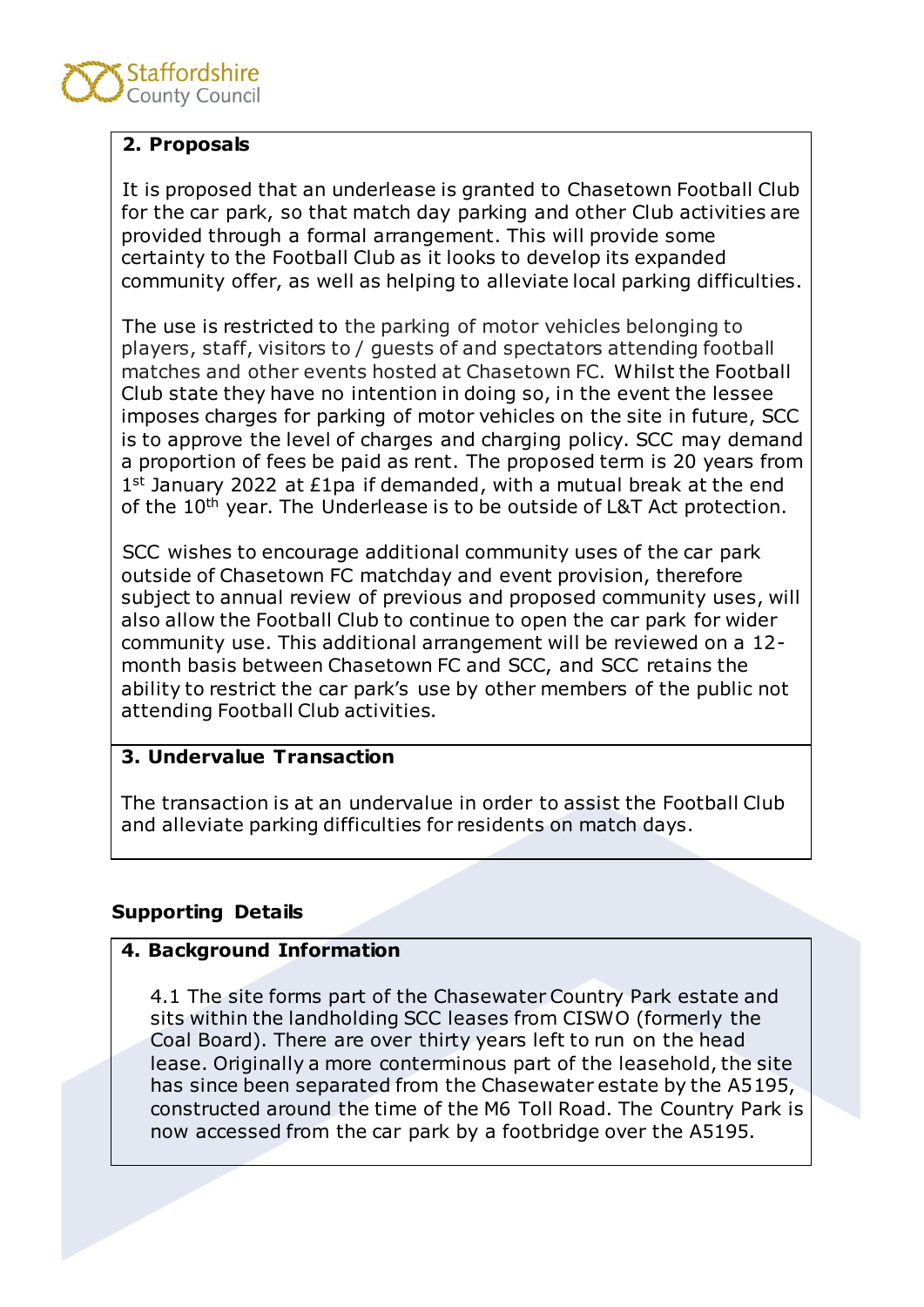## 2. Proposals

It is proposed that an underlease is granted to Chasetown Football Club for the car park, so that match day parking and other Club activities are provided through a formal arrangement. This will provide some certainty to the Football Club as it looks to develop its expanded community offer, as well as helping to alleviate local parking difficulties.

The use is restricted to the parking of motor vehicles belonging to players, staff, visitors to / guests of and spectators attending football matches and other events hosted at Chasetown FC. Whilst the Football Club state they have no intention in doing so, in the event the lessee imposes charges for parking of motor vehicles on the site in future, SCC is to approve the level of charges and charging policy. SCC may demand a proportion of fees be paid as rent. The proposed term is 20 years from 1st January 2022 at £1pa if demanded, with a mutual break at the end of the 10th year. The Underlease is to be outside of L&T Act protection.

SCC wishes to encourage additional community uses of the car park outside of Chasetown FC matchday and event provision, therefore subject to annual review of previous and proposed community uses, will also allow the Football Club to continue to open the car park for wider community use. This additional arrangement will be reviewed on a 12-month basis between Chasetown FC and SCC, and SCC retains the ability to restrict the car park's use by other members of the public not attending Football Club activities.

## 3. Undervalue Transaction

The transaction is at an undervalue in order to assist the Football Club and alleviate parking difficulties for residents on match days.

## Supporting Details

## 4. Background Information

4.1 The site forms part of the Chasewater Country Park estate and sits within the landholding SCC leases from CISWO (formerly the Coal Board). There are over thirty years left to run on the head lease. Originally a more conterminous part of the leasehold, the site has since been separated from the Chasewater estate by the A5195, constructed around the time of the M6 Toll Road. The Country Park is now accessed from the car park by a footbridge over the A5195.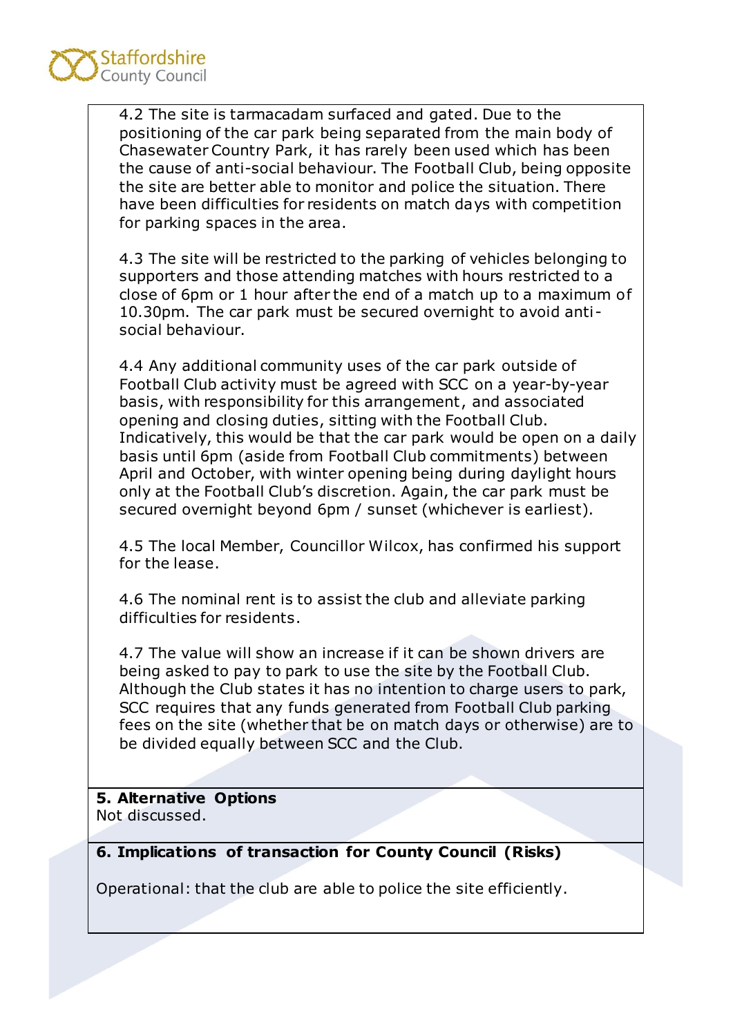4.2 The site is tarmacadam surfaced and gated. Due to the positioning of the car park being separated from the main body of Chasewater Country Park, it has rarely been used which has been the cause of anti-social behaviour. The Football Club, being opposite the site are better able to monitor and police the situation. There have been difficulties for residents on match days with competition for parking spaces in the area.

4.3 The site will be restricted to the parking of vehicles belonging to supporters and those attending matches with hours restricted to a close of 6pm or 1 hour after the end of a match up to a maximum of 10.30pm. The car park must be secured overnight to avoid anti-social behaviour.

4.4 Any additional community uses of the car park outside of Football Club activity must be agreed with SCC on a year-by-year basis, with responsibility for this arrangement, and associated opening and closing duties, sitting with the Football Club. Indicatively, this would be that the car park would be open on a daily basis until 6pm (aside from Football Club commitments) between April and October, with winter opening being during daylight hours only at the Football Club's discretion. Again, the car park must be secured overnight beyond 6pm / sunset (whichever is earliest).

4.5 The local Member, Councillor Wilcox, has confirmed his support for the lease.

4.6 The nominal rent is to assist the club and alleviate parking difficulties for residents.

4.7 The value will show an increase if it can be shown drivers are being asked to pay to park to use the site by the Football Club. Although the Club states it has no intention to charge users to park, SCC requires that any funds generated from Football Club parking fees on the site (whether that be on match days or otherwise) are to be divided equally between SCC and the Club.

**5. Alternative Options**

Not discussed.

**6. Implications of transaction for County Council (Risks)**

Operational: that the club are able to police the site efficiently.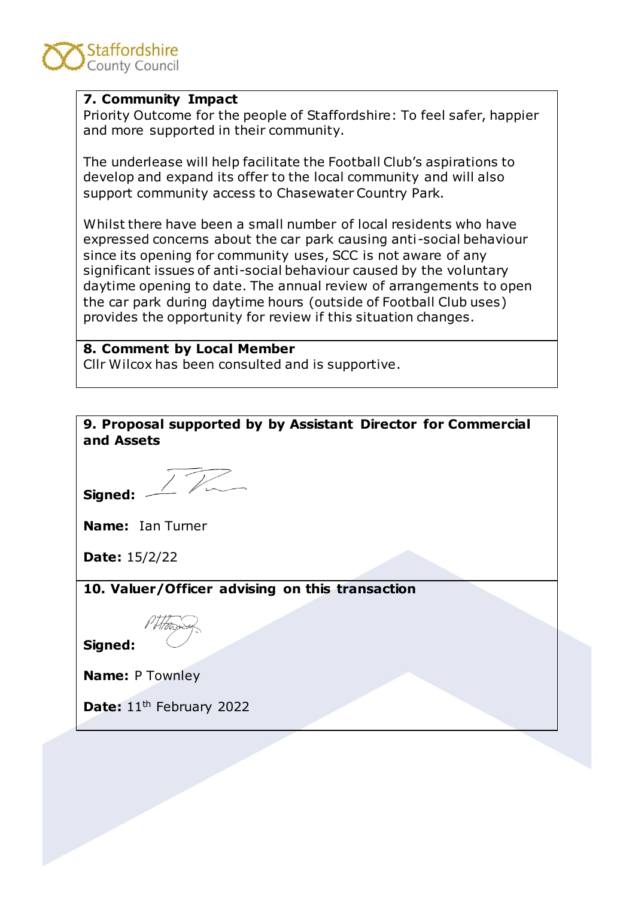## 7. Community Impact

Priority Outcome for the people of Staffordshire: To feel safer, happier and more supported in their community.

The underlease will help facilitate the Football Club's aspirations to develop and expand its offer to the local community and will also support community access to Chasewater Country Park.

Whilst there have been a small number of local residents who have expressed concerns about the car park causing anti-social behaviour since its opening for community uses, SCC is not aware of any significant issues of anti-social behaviour caused by the voluntary daytime opening to date. The annual review of arrangements to open the car park during daytime hours (outside of Football Club uses) provides the opportunity for review if this situation changes.

## 8. Comment by Local Member

Cllr Wilcox has been consulted and is supportive.

## 9. Proposal supported by by Assistant Director for Commercial and Assets

**Signed:**

**Name:** Ian Turner

**Date:** 15/2/22

## 10. Valuer/Officer advising on this transaction

**Signed:**

**Name:** P Townley

**Date:** 11th February 2022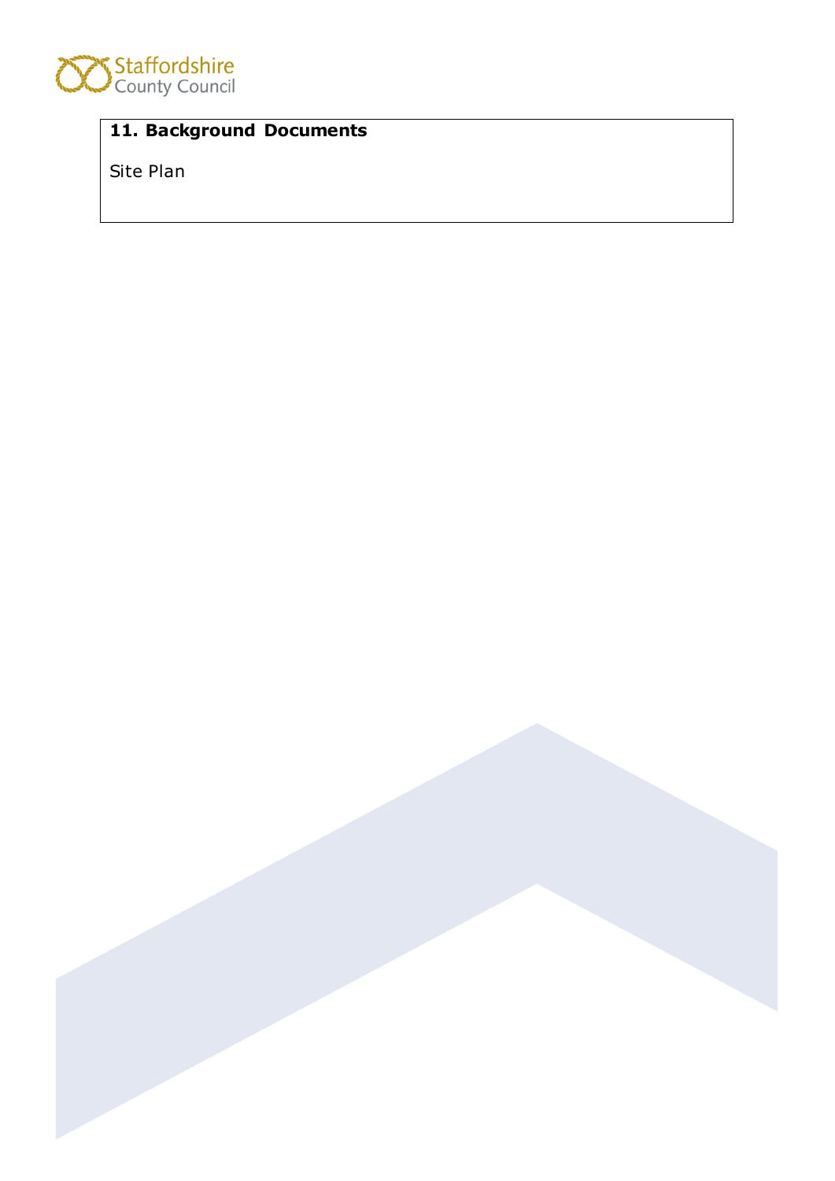**11. Background Documents**

Site Plan